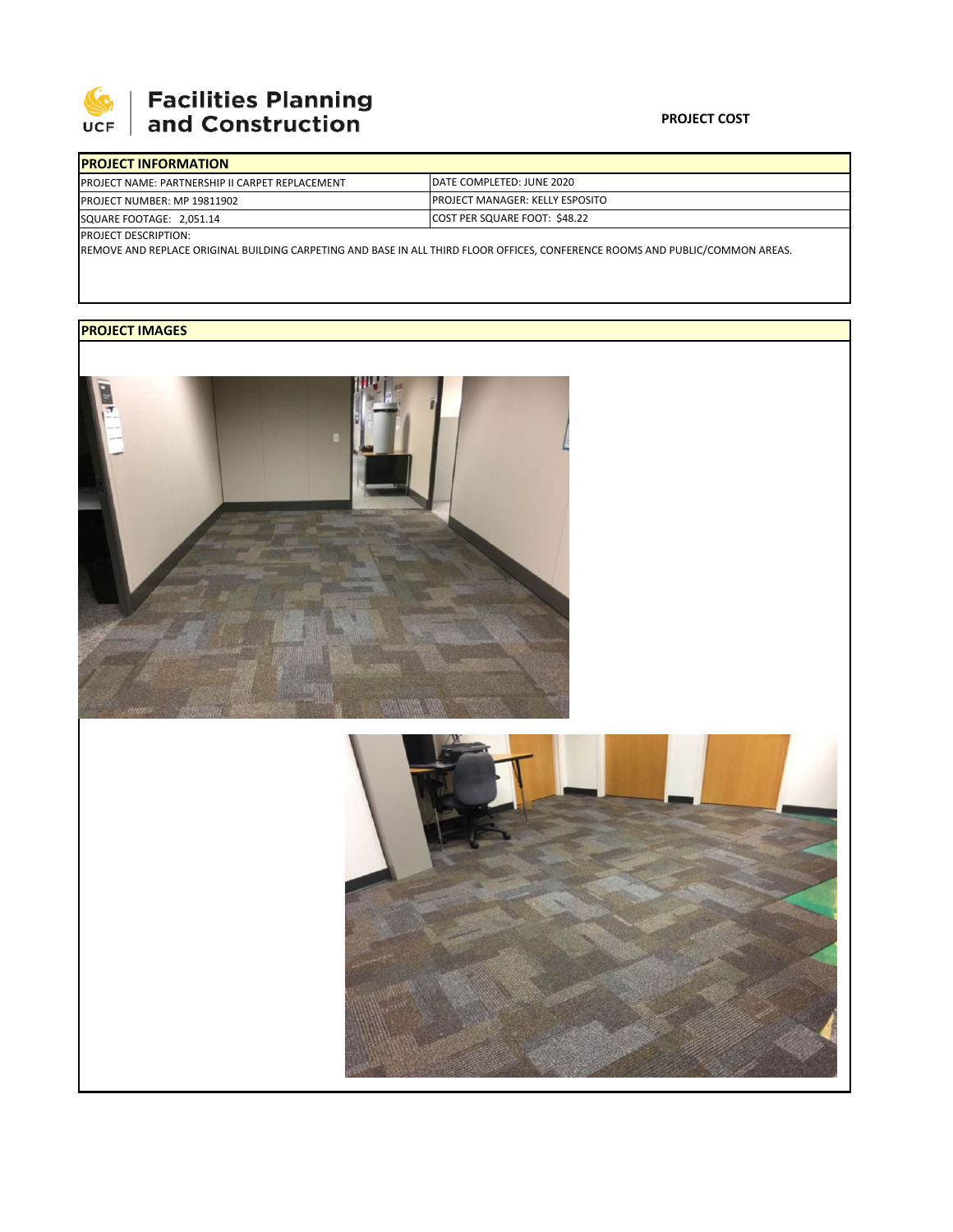# Facilities Planning and Construction

**PROJECT COST**

## PROJECT INFORMATION

| | |
|---|---|
| PROJECT NAME: PARTNERSHIP II CARPET REPLACEMENT | DATE COMPLETED: JUNE 2020 |
| PROJECT NUMBER: MP 19811902 | PROJECT MANAGER: KELLY ESPOSITO |
| SQUARE FOOTAGE: 2,051.14 | COST PER SQUARE FOOT: $48.22 |

PROJECT DESCRIPTION:

REMOVE AND REPLACE ORIGINAL BUILDING CARPETING AND BASE IN ALL THIRD FLOOR OFFICES, CONFERENCE ROOMS AND PUBLIC/COMMON AREAS.

## PROJECT IMAGES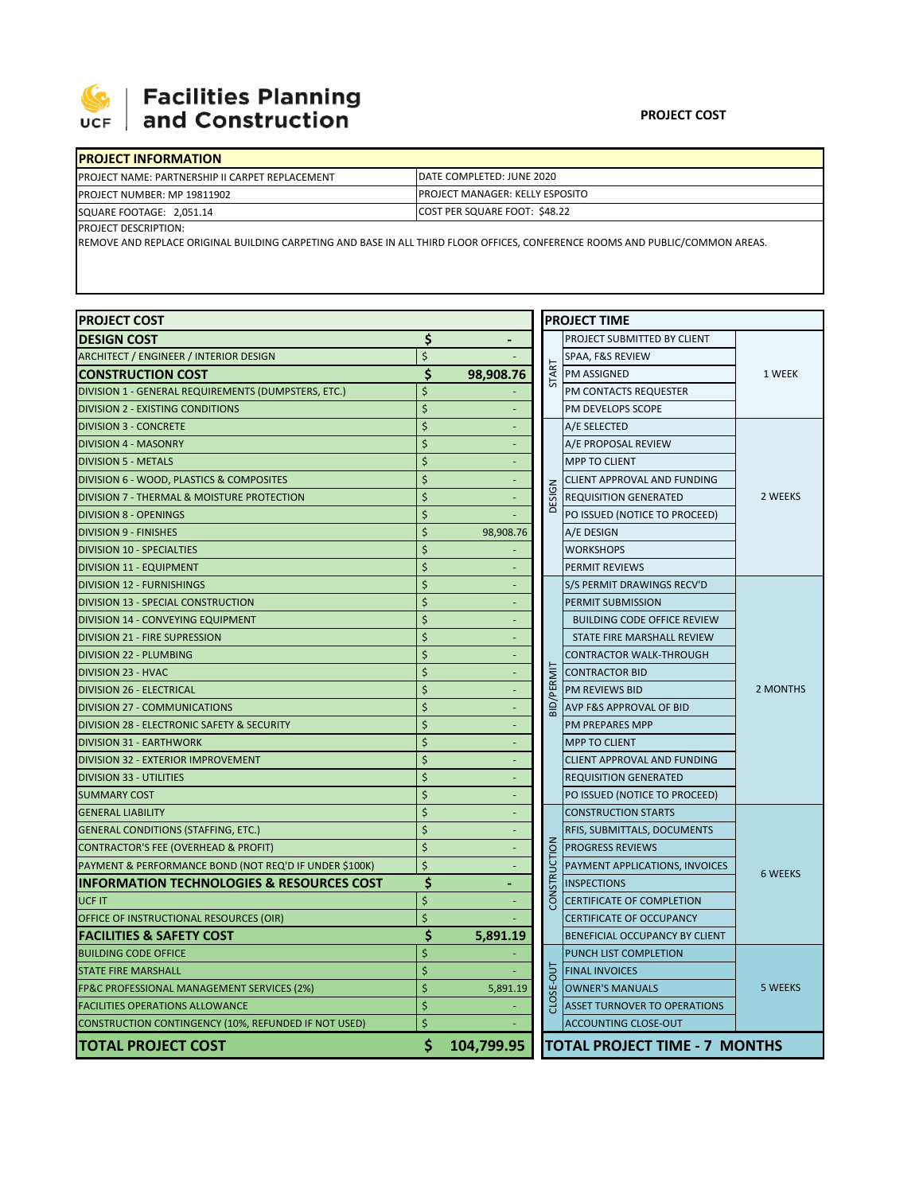# Facilities Planning and Construction

**PROJECT COST**

| PROJECT INFORMATION | |
|---|---|
| PROJECT NAME: PARTNERSHIP II CARPET REPLACEMENT | DATE COMPLETED: JUNE 2020 |
| PROJECT NUMBER: MP 19811902 | PROJECT MANAGER: KELLY ESPOSITO |
| SQUARE FOOTAGE: 2,051.14 | COST PER SQUARE FOOT: $48.22 |

PROJECT DESCRIPTION:
REMOVE AND REPLACE ORIGINAL BUILDING CARPETING AND BASE IN ALL THIRD FLOOR OFFICES, CONFERENCE ROOMS AND PUBLIC/COMMON AREAS.

| PROJECT COST | |
|---|---|
| **DESIGN COST** | **$ -** |
| ARCHITECT / ENGINEER / INTERIOR DESIGN | $ - |
| **CONSTRUCTION COST** | **$ 98,908.76** |
| DIVISION 1 - GENERAL REQUIREMENTS (DUMPSTERS, ETC.) | $ - |
| DIVISION 2 - EXISTING CONDITIONS | $ - |
| DIVISION 3 - CONCRETE | $ - |
| DIVISION 4 - MASONRY | $ - |
| DIVISION 5 - METALS | $ - |
| DIVISION 6 - WOOD, PLASTICS & COMPOSITES | $ - |
| DIVISION 7 - THERMAL & MOISTURE PROTECTION | $ - |
| DIVISION 8 - OPENINGS | $ - |
| DIVISION 9 - FINISHES | $ 98,908.76 |
| DIVISION 10 - SPECIALTIES | $ - |
| DIVISION 11 - EQUIPMENT | $ - |
| DIVISION 12 - FURNISHINGS | $ - |
| DIVISION 13 - SPECIAL CONSTRUCTION | $ - |
| DIVISION 14 - CONVEYING EQUIPMENT | $ - |
| DIVISION 21 - FIRE SUPRESSION | $ - |
| DIVISION 22 - PLUMBING | $ - |
| DIVISION 23 - HVAC | $ - |
| DIVISION 26 - ELECTRICAL | $ - |
| DIVISION 27 - COMMUNICATIONS | $ - |
| DIVISION 28 - ELECTRONIC SAFETY & SECURITY | $ - |
| DIVISION 31 - EARTHWORK | $ - |
| DIVISION 32 - EXTERIOR IMPROVEMENT | $ - |
| DIVISION 33 - UTILITIES | $ - |
| SUMMARY COST | $ - |
| GENERAL LIABILITY | $ - |
| GENERAL CONDITIONS (STAFFING, ETC.) | $ - |
| CONTRACTOR'S FEE (OVERHEAD & PROFIT) | $ - |
| PAYMENT & PERFORMANCE BOND (NOT REQ'D IF UNDER $100K) | $ - |
| **INFORMATION TECHNOLOGIES & RESOURCES COST** | **$ -** |
| UCF IT | $ - |
| OFFICE OF INSTRUCTIONAL RESOURCES (OIR) | $ - |
| **FACILITIES & SAFETY COST** | **$ 5,891.19** |
| BUILDING CODE OFFICE | $ - |
| STATE FIRE MARSHALL | $ - |
| FP&C PROFESSIONAL MANAGEMENT SERVICES (2%) | $ 5,891.19 |
| FACILITIES OPERATIONS ALLOWANCE | $ - |
| CONSTRUCTION CONTINGENCY (10%, REFUNDED IF NOT USED) | $ - |
| **TOTAL PROJECT COST** | **$ 104,799.95** |

| PROJECT TIME | | |
|---|---|---|
| START | PROJECT SUBMITTED BY CLIENT | 1 WEEK |
| | SPAA, F&S REVIEW | |
| | PM ASSIGNED | |
| | PM CONTACTS REQUESTER | |
| | PM DEVELOPS SCOPE | |
| DESIGN | A/E SELECTED | 2 WEEKS |
| | A/E PROPOSAL REVIEW | |
| | MPP TO CLIENT | |
| | CLIENT APPROVAL AND FUNDING | |
| | REQUISITION GENERATED | |
| | PO ISSUED (NOTICE TO PROCEED) | |
| | A/E DESIGN | |
| | WORKSHOPS | |
| | PERMIT REVIEWS | |
| BID/PERMIT | S/S PERMIT DRAWINGS RECV'D | 2 MONTHS |
| | PERMIT SUBMISSION | |
| | BUILDING CODE OFFICE REVIEW | |
| | STATE FIRE MARSHALL REVIEW | |
| | CONTRACTOR WALK-THROUGH | |
| | CONTRACTOR BID | |
| | PM REVIEWS BID | |
| | AVP F&S APPROVAL OF BID | |
| | PM PREPARES MPP | |
| | MPP TO CLIENT | |
| | CLIENT APPROVAL AND FUNDING | |
| | REQUISITION GENERATED | |
| | PO ISSUED (NOTICE TO PROCEED) | |
| CONSTRUCTION | CONSTRUCTION STARTS | 6 WEEKS |
| | RFIS, SUBMITTALS, DOCUMENTS | |
| | PROGRESS REVIEWS | |
| | PAYMENT APPLICATIONS, INVOICES | |
| | INSPECTIONS | |
| | CERTIFICATE OF COMPLETION | |
| | CERTIFICATE OF OCCUPANCY | |
| | BENEFICIAL OCCUPANCY BY CLIENT | |
| CLOSE-OUT | PUNCH LIST COMPLETION | 5 WEEKS |
| | FINAL INVOICES | |
| | OWNER'S MANUALS | |
| | ASSET TURNOVER TO OPERATIONS | |
| | ACCOUNTING CLOSE-OUT | |
| **TOTAL PROJECT TIME - 7 MONTHS** | | |